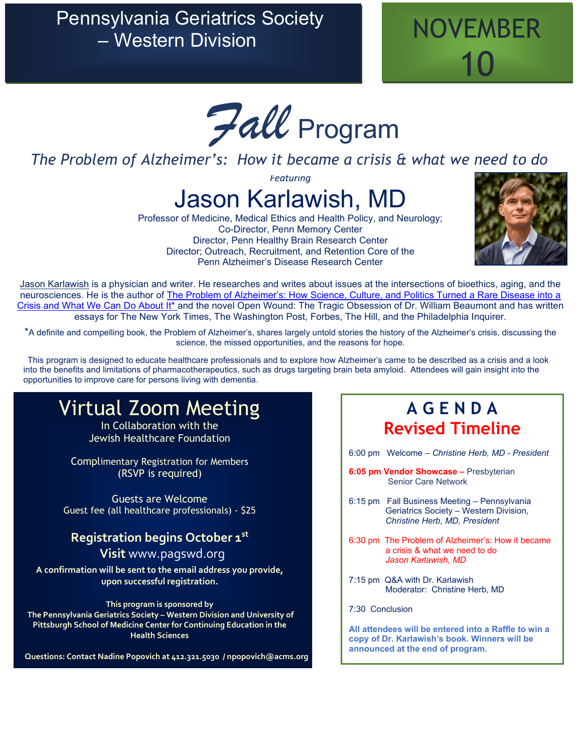# Pennsylvania Geriatrics Society – Western Division

## NOVEMBER 10

# *Fall* Program

*The Problem of Alzheimer's: How it became a crisis & what we need to do*

*Featuring*

## Jason Karlawish, MD

Professor of Medicine, Medical Ethics and Health Policy, and Neurology;
Co-Director, Penn Memory Center
Director, Penn Healthy Brain Research Center
Director; Outreach, Recruitment, and Retention Core of the
Penn Alzheimer's Disease Research Center

Jason Karlawish is a physician and writer. He researches and writes about issues at the intersections of bioethics, aging, and the neurosciences. He is the author of The Problem of Alzheimer's: How Science, Culture, and Politics Turned a Rare Disease into a Crisis and What We Can Do About It* and the novel Open Wound: The Tragic Obsession of Dr. William Beaumont and has written essays for The New York Times, The Washington Post, Forbes, The Hill, and the Philadelphia Inquirer.

*A definite and compelling book, the Problem of Alzheimer's, shares largely untold stories the history of the Alzheimer's crisis, discussing the science, the missed opportunities, and the reasons for hope.

This program is designed to educate healthcare professionals and to explore how Alzheimer's came to be described as a crisis and a look into the benefits and limitations of pharmacotherapeutics, such as drugs targeting brain beta amyloid. Attendees will gain insight into the opportunities to improve care for persons living with dementia.

## Virtual Zoom Meeting

In Collaboration with the
Jewish Healthcare Foundation

Complimentary Registration for Members
(RSVP is required)

Guests are Welcome
Guest fee (all healthcare professionals) - $25

**Registration begins October 1st**
**Visit** www.pagswd.org

**A confirmation will be sent to the email address you provide, upon successful registration.**

**This program is sponsored by**
**The Pennsylvania Geriatrics Society – Western Division and University of Pittsburgh School of Medicine Center for Continuing Education in the Health Sciences**

**Questions: Contact Nadine Popovich at 412.321.5030 / npopovich@acms.org**

## AGENDA
### Revised Timeline

6:00 pm Welcome – *Christine Herb, MD - President*

**6:05 pm Vendor Showcase –** Presbyterian Senior Care Network

6:15 pm Fall Business Meeting – Pennsylvania Geriatrics Society – Western Division, *Christine Herb, MD, President*

6:30 pm The Problem of Alzheimer's: How it became a crisis & what we need to do
*Jason Karlawish, MD*

7:15 pm Q&A with Dr. Karlawish
Moderator: Christine Herb, MD

7:30 Conclusion

**All attendees will be entered into a Raffle to win a copy of Dr. Karlawish's book. Winners will be announced at the end of program.**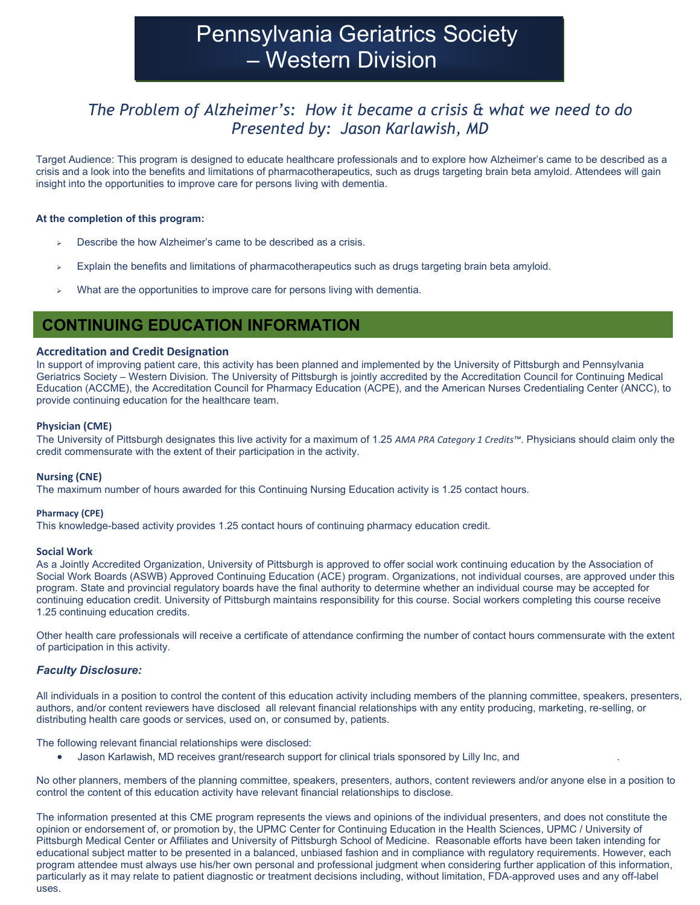# Pennsylvania Geriatrics Society – Western Division

## *The Problem of Alzheimer's: How it became a crisis & what we need to do*
## *Presented by: Jason Karlawish, MD*

Target Audience: This program is designed to educate healthcare professionals and to explore how Alzheimer's came to be described as a crisis and a look into the benefits and limitations of pharmacotherapeutics, such as drugs targeting brain beta amyloid. Attendees will gain insight into the opportunities to improve care for persons living with dementia.

**At the completion of this program:**

- Describe the how Alzheimer's came to be described as a crisis.
- Explain the benefits and limitations of pharmacotherapeutics such as drugs targeting brain beta amyloid.
- What are the opportunities to improve care for persons living with dementia.

## CONTINUING EDUCATION INFORMATION

### Accreditation and Credit Designation

In support of improving patient care, this activity has been planned and implemented by the University of Pittsburgh and Pennsylvania Geriatrics Society – Western Division. The University of Pittsburgh is jointly accredited by the Accreditation Council for Continuing Medical Education (ACCME), the Accreditation Council for Pharmacy Education (ACPE), and the American Nurses Credentialing Center (ANCC), to provide continuing education for the healthcare team.

#### Physician (CME)

The University of Pittsburgh designates this live activity for a maximum of 1.25 *AMA PRA Category 1 Credits™*. Physicians should claim only the credit commensurate with the extent of their participation in the activity.

#### Nursing (CNE)

The maximum number of hours awarded for this Continuing Nursing Education activity is 1.25 contact hours.

#### Pharmacy (CPE)

This knowledge-based activity provides 1.25 contact hours of continuing pharmacy education credit.

#### Social Work

As a Jointly Accredited Organization, University of Pittsburgh is approved to offer social work continuing education by the Association of Social Work Boards (ASWB) Approved Continuing Education (ACE) program. Organizations, not individual courses, are approved under this program. State and provincial regulatory boards have the final authority to determine whether an individual course may be accepted for continuing education credit. University of Pittsburgh maintains responsibility for this course. Social workers completing this course receive 1.25 continuing education credits.

Other health care professionals will receive a certificate of attendance confirming the number of contact hours commensurate with the extent of participation in this activity.

### *Faculty Disclosure:*

All individuals in a position to control the content of this education activity including members of the planning committee, speakers, presenters, authors, and/or content reviewers have disclosed all relevant financial relationships with any entity producing, marketing, re-selling, or distributing health care goods or services, used on, or consumed by, patients.

The following relevant financial relationships were disclosed:

- Jason Karlawish, MD receives grant/research support for clinical trials sponsored by Lilly Inc, and .

No other planners, members of the planning committee, speakers, presenters, authors, content reviewers and/or anyone else in a position to control the content of this education activity have relevant financial relationships to disclose.

The information presented at this CME program represents the views and opinions of the individual presenters, and does not constitute the opinion or endorsement of, or promotion by, the UPMC Center for Continuing Education in the Health Sciences, UPMC / University of Pittsburgh Medical Center or Affiliates and University of Pittsburgh School of Medicine. Reasonable efforts have been taken intending for educational subject matter to be presented in a balanced, unbiased fashion and in compliance with regulatory requirements. However, each program attendee must always use his/her own personal and professional judgment when considering further application of this information, particularly as it may relate to patient diagnostic or treatment decisions including, without limitation, FDA-approved uses and any off-label uses.